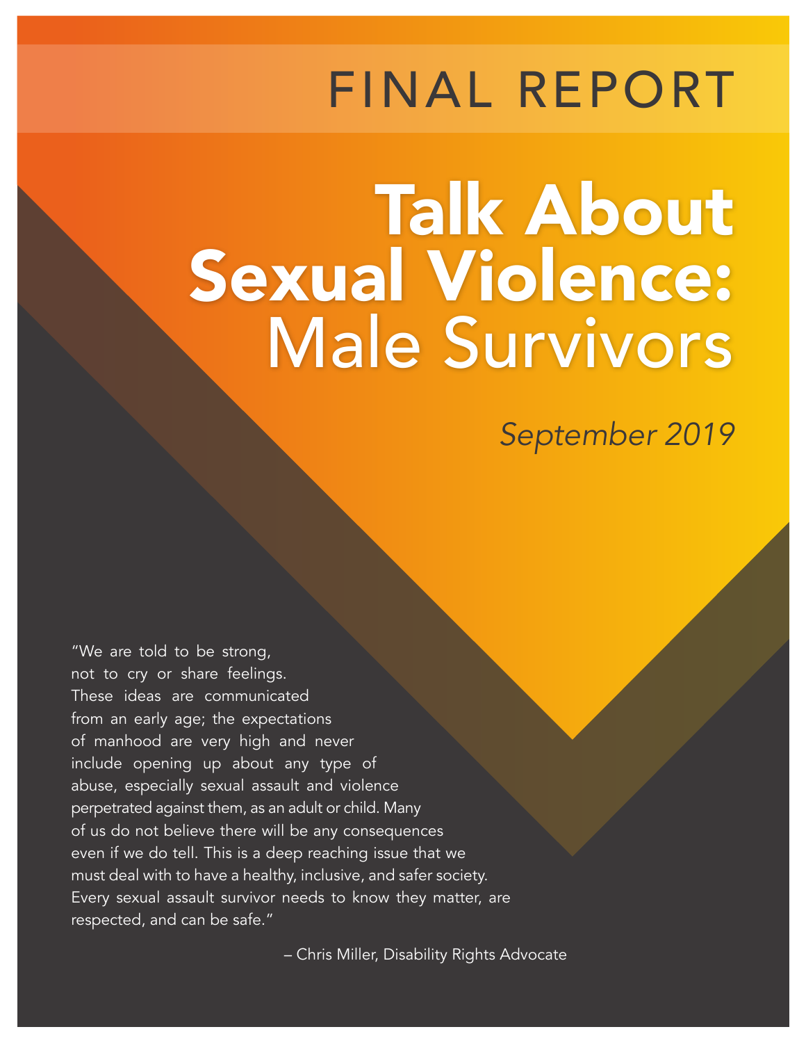FINAL REPORT

# Talk About Sexual Violence: Male Survivors

*September 2019*

"We are told to be strong, not to cry or share feelings. These ideas are communicated from an early age; the expectations of manhood are very high and never include opening up about any type of abuse, especially sexual assault and violence perpetrated against them, as an adult or child. Many of us do not believe there will be any consequences even if we do tell. This is a deep reaching issue that we must deal with to have a healthy, inclusive, and safer society. Every sexual assault survivor needs to know they matter, are respected, and can be safe."

– Chris Miller, Disability Rights Advocate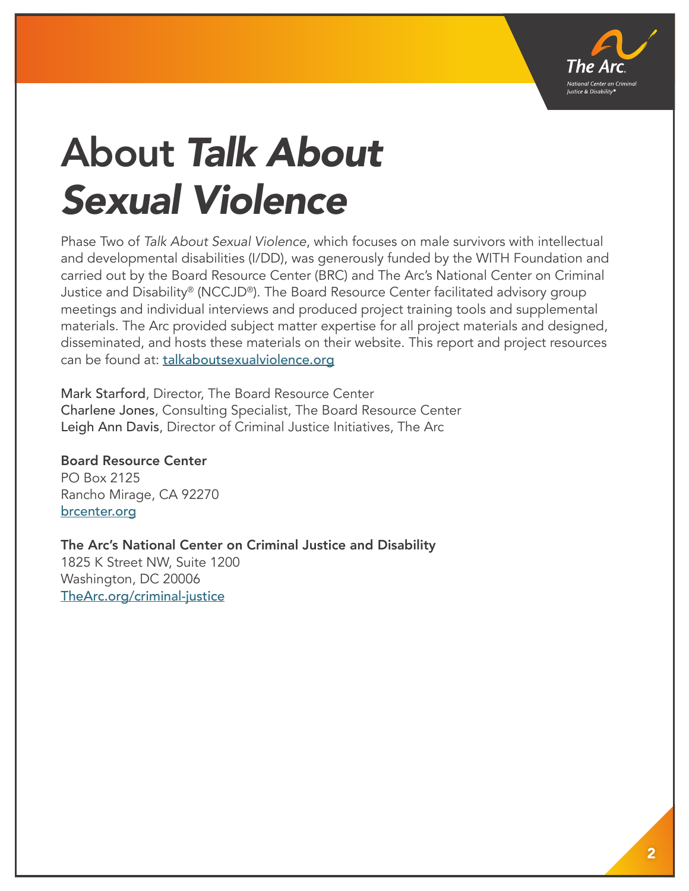# About *Talk About Sexual Violence*

Phase Two of *Talk About Sexual Violence*, which focuses on male survivors with intellectual and developmental disabilities (I/DD), was generously funded by the WITH Foundation and carried out by the Board Resource Center (BRC) and The Arc's National Center on Criminal Justice and Disability® (NCCJD®). The Board Resource Center facilitated advisory group meetings and individual interviews and produced project training tools and supplemental materials. The Arc provided subject matter expertise for all project materials and designed, disseminated, and hosts these materials on their website. This report and project resources can be found at: [talkaboutsexualviolence.org](talkaboutsexualviolence.org)

**Mark Starford**, Director, The Board Resource Center
**Charlene Jones**, Consulting Specialist, The Board Resource Center
**Leigh Ann Davis**, Director of Criminal Justice Initiatives, The Arc

**Board Resource Center**
PO Box 2125
Rancho Mirage, CA 92270
[brcenter.org](brcenter.org)

**The Arc's National Center on Criminal Justice and Disability**
1825 K Street NW, Suite 1200
Washington, DC 20006
[TheArc.org/criminal-justice](TheArc.org/criminal-justice)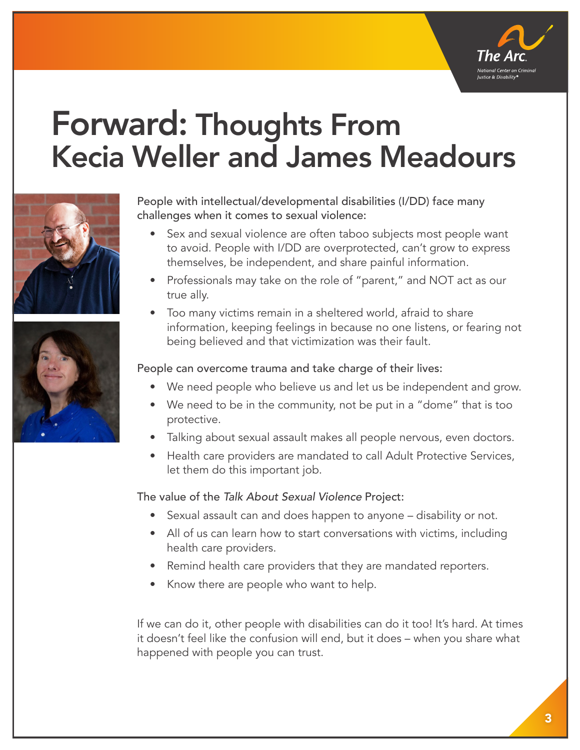# Forward: Thoughts From Kecia Weller and James Meadours

People with intellectual/developmental disabilities (I/DD) face many challenges when it comes to sexual violence:

- Sex and sexual violence are often taboo subjects most people want to avoid. People with I/DD are overprotected, can't grow to express themselves, be independent, and share painful information.
- Professionals may take on the role of "parent," and NOT act as our true ally.
- Too many victims remain in a sheltered world, afraid to share information, keeping feelings in because no one listens, or fearing not being believed and that victimization was their fault.

People can overcome trauma and take charge of their lives:

- We need people who believe us and let us be independent and grow.
- We need to be in the community, not be put in a "dome" that is too protective.
- Talking about sexual assault makes all people nervous, even doctors.
- Health care providers are mandated to call Adult Protective Services, let them do this important job.

The value of the *Talk About Sexual Violence* Project:

- Sexual assault can and does happen to anyone – disability or not.
- All of us can learn how to start conversations with victims, including health care providers.
- Remind health care providers that they are mandated reporters.
- Know there are people who want to help.

If we can do it, other people with disabilities can do it too! It's hard. At times it doesn't feel like the confusion will end, but it does – when you share what happened with people you can trust.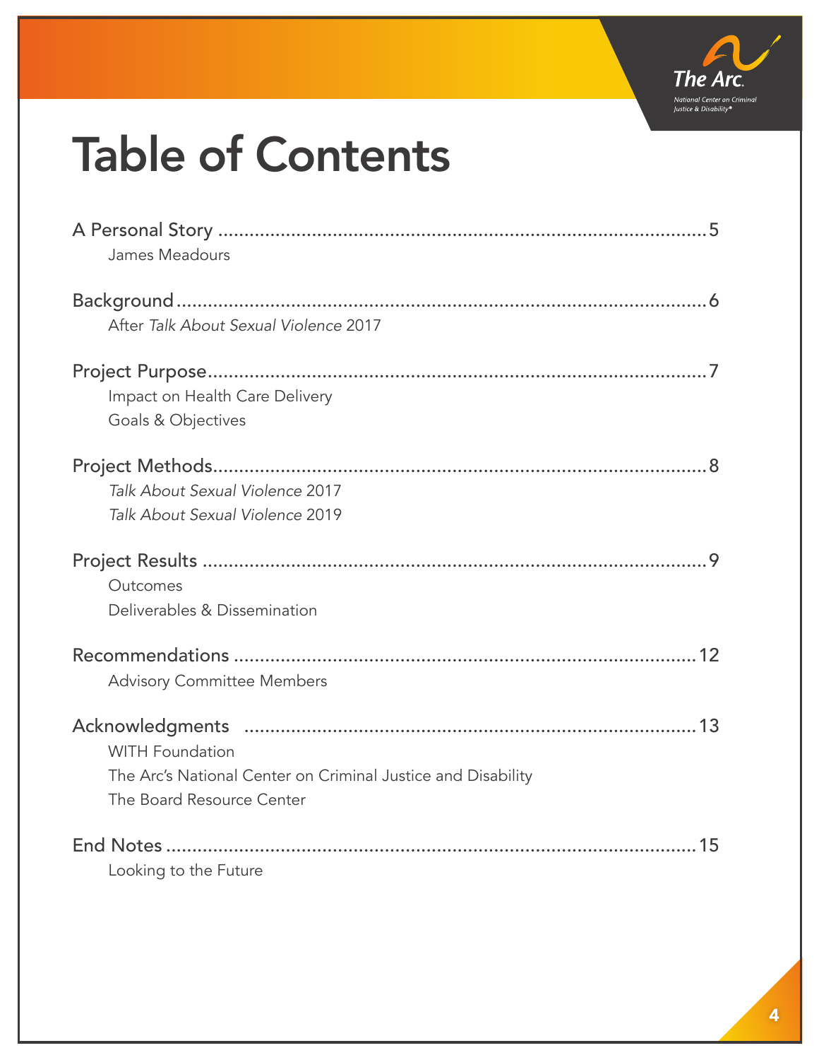# Table of Contents

A Personal Story ........................................................................................ 5
- James Meadours

Background ................................................................................................ 6
- After *Talk About Sexual Violence* 2017

Project Purpose ........................................................................................ 7
- Impact on Health Care Delivery
- Goals & Objectives

Project Methods ........................................................................................ 8
- *Talk About Sexual Violence* 2017
- *Talk About Sexual Violence* 2019

Project Results .......................................................................................... 9
- Outcomes
- Deliverables & Dissemination

Recommendations .................................................................................... 12
- Advisory Committee Members

Acknowledgments .................................................................................... 13
- WITH Foundation
- The Arc's National Center on Criminal Justice and Disability
- The Board Resource Center

End Notes .................................................................................................. 15
- Looking to the Future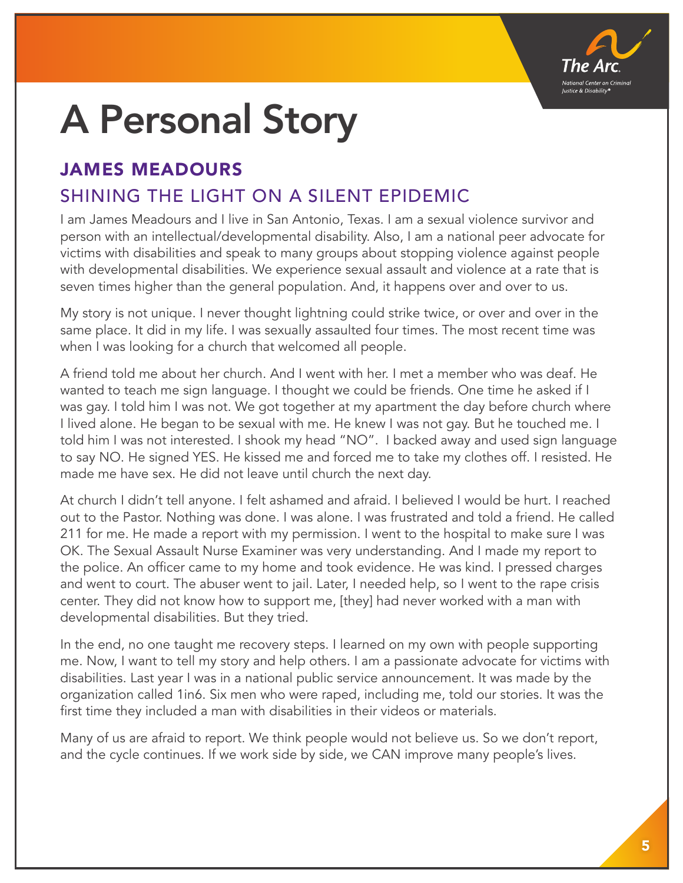# A Personal Story

## JAMES MEADOURS

### SHINING THE LIGHT ON A SILENT EPIDEMIC

I am James Meadours and I live in San Antonio, Texas. I am a sexual violence survivor and person with an intellectual/developmental disability. Also, I am a national peer advocate for victims with disabilities and speak to many groups about stopping violence against people with developmental disabilities. We experience sexual assault and violence at a rate that is seven times higher than the general population. And, it happens over and over to us.

My story is not unique. I never thought lightning could strike twice, or over and over in the same place. It did in my life. I was sexually assaulted four times. The most recent time was when I was looking for a church that welcomed all people.

A friend told me about her church. And I went with her. I met a member who was deaf. He wanted to teach me sign language. I thought we could be friends. One time he asked if I was gay. I told him I was not. We got together at my apartment the day before church where I lived alone. He began to be sexual with me. He knew I was not gay. But he touched me. I told him I was not interested. I shook my head "NO". I backed away and used sign language to say NO. He signed YES. He kissed me and forced me to take my clothes off. I resisted. He made me have sex. He did not leave until church the next day.

At church I didn't tell anyone. I felt ashamed and afraid. I believed I would be hurt. I reached out to the Pastor. Nothing was done. I was alone. I was frustrated and told a friend. He called 211 for me. He made a report with my permission. I went to the hospital to make sure I was OK. The Sexual Assault Nurse Examiner was very understanding. And I made my report to the police. An officer came to my home and took evidence. He was kind. I pressed charges and went to court. The abuser went to jail. Later, I needed help, so I went to the rape crisis center. They did not know how to support me, [they] had never worked with a man with developmental disabilities. But they tried.

In the end, no one taught me recovery steps. I learned on my own with people supporting me. Now, I want to tell my story and help others. I am a passionate advocate for victims with disabilities. Last year I was in a national public service announcement. It was made by the organization called 1in6. Six men who were raped, including me, told our stories. It was the first time they included a man with disabilities in their videos or materials.

Many of us are afraid to report. We think people would not believe us. So we don't report, and the cycle continues. If we work side by side, we CAN improve many people's lives.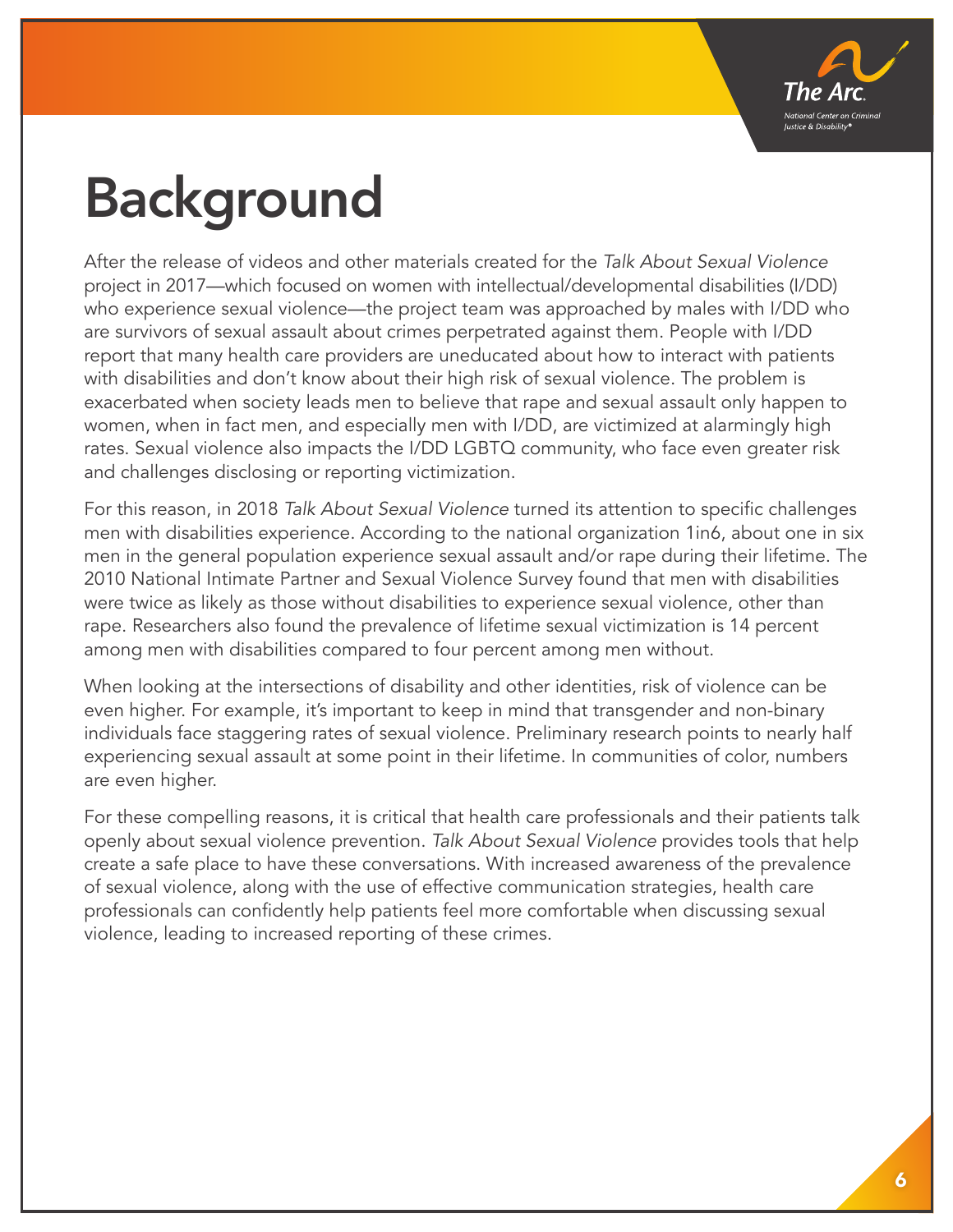# Background

After the release of videos and other materials created for the *Talk About Sexual Violence* project in 2017—which focused on women with intellectual/developmental disabilities (I/DD) who experience sexual violence—the project team was approached by males with I/DD who are survivors of sexual assault about crimes perpetrated against them. People with I/DD report that many health care providers are uneducated about how to interact with patients with disabilities and don't know about their high risk of sexual violence. The problem is exacerbated when society leads men to believe that rape and sexual assault only happen to women, when in fact men, and especially men with I/DD, are victimized at alarmingly high rates. Sexual violence also impacts the I/DD LGBTQ community, who face even greater risk and challenges disclosing or reporting victimization.

For this reason, in 2018 *Talk About Sexual Violence* turned its attention to specific challenges men with disabilities experience. According to the national organization 1in6, about one in six men in the general population experience sexual assault and/or rape during their lifetime. The 2010 National Intimate Partner and Sexual Violence Survey found that men with disabilities were twice as likely as those without disabilities to experience sexual violence, other than rape. Researchers also found the prevalence of lifetime sexual victimization is 14 percent among men with disabilities compared to four percent among men without.

When looking at the intersections of disability and other identities, risk of violence can be even higher. For example, it's important to keep in mind that transgender and non-binary individuals face staggering rates of sexual violence. Preliminary research points to nearly half experiencing sexual assault at some point in their lifetime. In communities of color, numbers are even higher.

For these compelling reasons, it is critical that health care professionals and their patients talk openly about sexual violence prevention. *Talk About Sexual Violence* provides tools that help create a safe place to have these conversations. With increased awareness of the prevalence of sexual violence, along with the use of effective communication strategies, health care professionals can confidently help patients feel more comfortable when discussing sexual violence, leading to increased reporting of these crimes.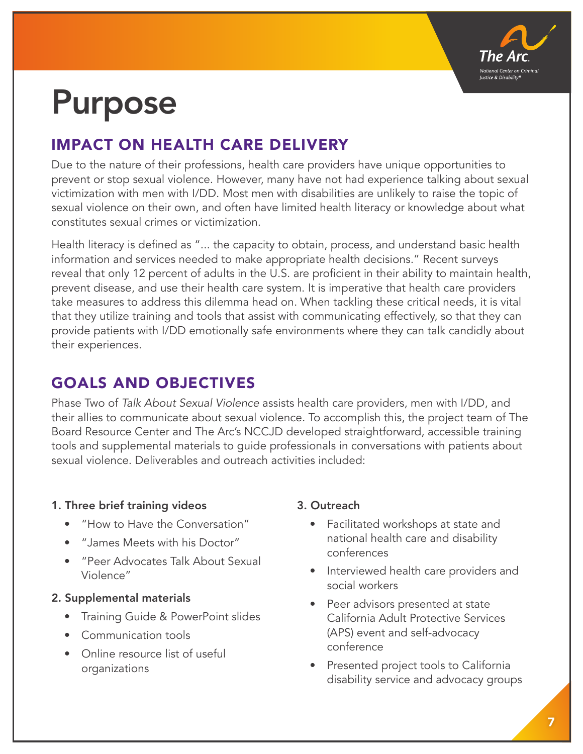# Purpose

## IMPACT ON HEALTH CARE DELIVERY

Due to the nature of their professions, health care providers have unique opportunities to prevent or stop sexual violence. However, many have not had experience talking about sexual victimization with men with I/DD. Most men with disabilities are unlikely to raise the topic of sexual violence on their own, and often have limited health literacy or knowledge about what constitutes sexual crimes or victimization.

Health literacy is defined as "... the capacity to obtain, process, and understand basic health information and services needed to make appropriate health decisions." Recent surveys reveal that only 12 percent of adults in the U.S. are proficient in their ability to maintain health, prevent disease, and use their health care system. It is imperative that health care providers take measures to address this dilemma head on. When tackling these critical needs, it is vital that they utilize training and tools that assist with communicating effectively, so that they can provide patients with I/DD emotionally safe environments where they can talk candidly about their experiences.

## GOALS AND OBJECTIVES

Phase Two of *Talk About Sexual Violence* assists health care providers, men with I/DD, and their allies to communicate about sexual violence. To accomplish this, the project team of The Board Resource Center and The Arc's NCCJD developed straightforward, accessible training tools and supplemental materials to guide professionals in conversations with patients about sexual violence. Deliverables and outreach activities included:

**1. Three brief training videos**

- "How to Have the Conversation"
- "James Meets with his Doctor"
- "Peer Advocates Talk About Sexual Violence"

**2. Supplemental materials**

- Training Guide & PowerPoint slides
- Communication tools
- Online resource list of useful organizations

**3. Outreach**

- Facilitated workshops at state and national health care and disability conferences
- Interviewed health care providers and social workers
- Peer advisors presented at state California Adult Protective Services (APS) event and self-advocacy conference
- Presented project tools to California disability service and advocacy groups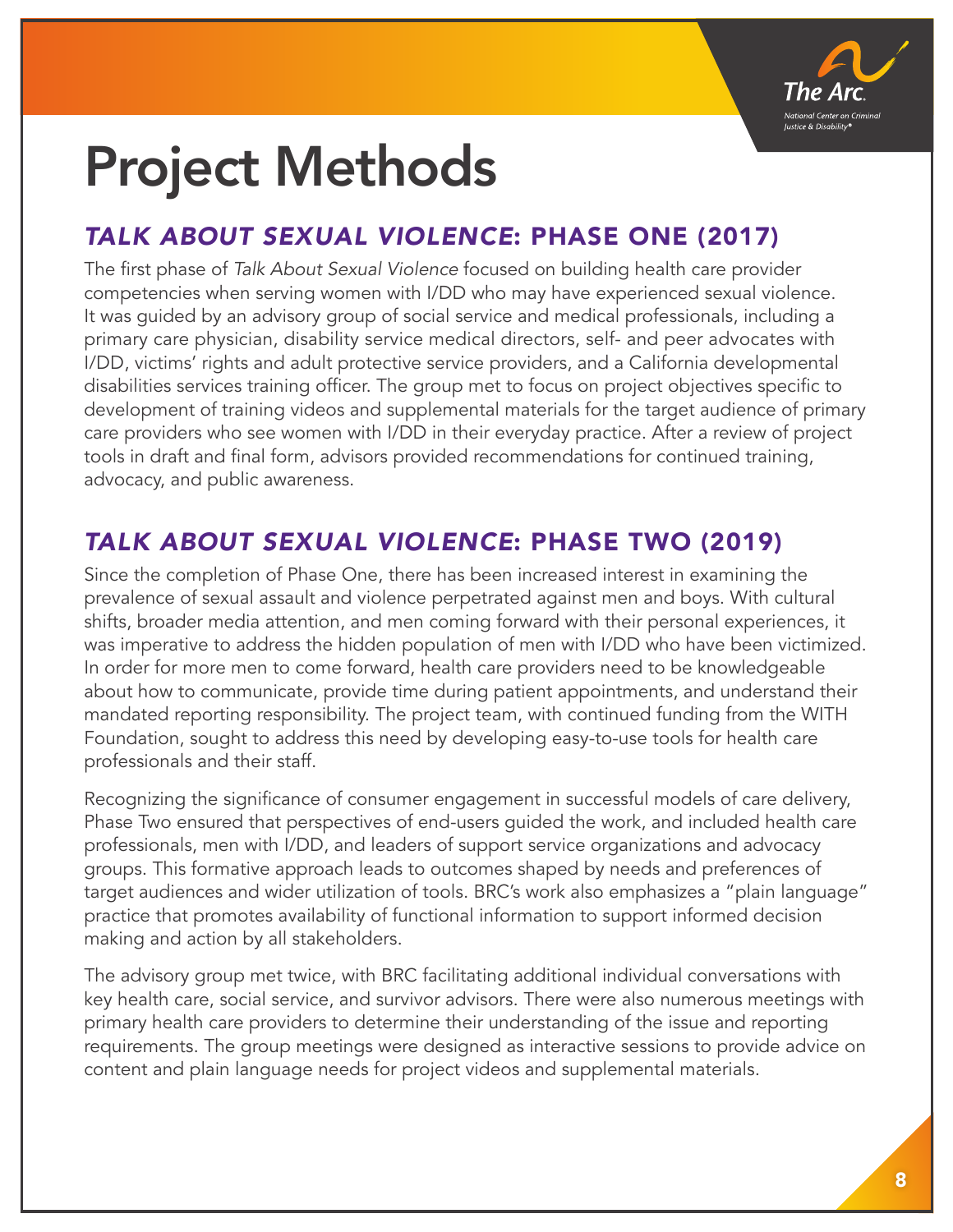# Project Methods

## *TALK ABOUT SEXUAL VIOLENCE*: PHASE ONE (2017)

The first phase of *Talk About Sexual Violence* focused on building health care provider competencies when serving women with I/DD who may have experienced sexual violence. It was guided by an advisory group of social service and medical professionals, including a primary care physician, disability service medical directors, self- and peer advocates with I/DD, victims' rights and adult protective service providers, and a California developmental disabilities services training officer. The group met to focus on project objectives specific to development of training videos and supplemental materials for the target audience of primary care providers who see women with I/DD in their everyday practice. After a review of project tools in draft and final form, advisors provided recommendations for continued training, advocacy, and public awareness.

## *TALK ABOUT SEXUAL VIOLENCE*: PHASE TWO (2019)

Since the completion of Phase One, there has been increased interest in examining the prevalence of sexual assault and violence perpetrated against men and boys. With cultural shifts, broader media attention, and men coming forward with their personal experiences, it was imperative to address the hidden population of men with I/DD who have been victimized. In order for more men to come forward, health care providers need to be knowledgeable about how to communicate, provide time during patient appointments, and understand their mandated reporting responsibility. The project team, with continued funding from the WITH Foundation, sought to address this need by developing easy-to-use tools for health care professionals and their staff.

Recognizing the significance of consumer engagement in successful models of care delivery, Phase Two ensured that perspectives of end-users guided the work, and included health care professionals, men with I/DD, and leaders of support service organizations and advocacy groups. This formative approach leads to outcomes shaped by needs and preferences of target audiences and wider utilization of tools. BRC's work also emphasizes a "plain language" practice that promotes availability of functional information to support informed decision making and action by all stakeholders.

The advisory group met twice, with BRC facilitating additional individual conversations with key health care, social service, and survivor advisors. There were also numerous meetings with primary health care providers to determine their understanding of the issue and reporting requirements. The group meetings were designed as interactive sessions to provide advice on content and plain language needs for project videos and supplemental materials.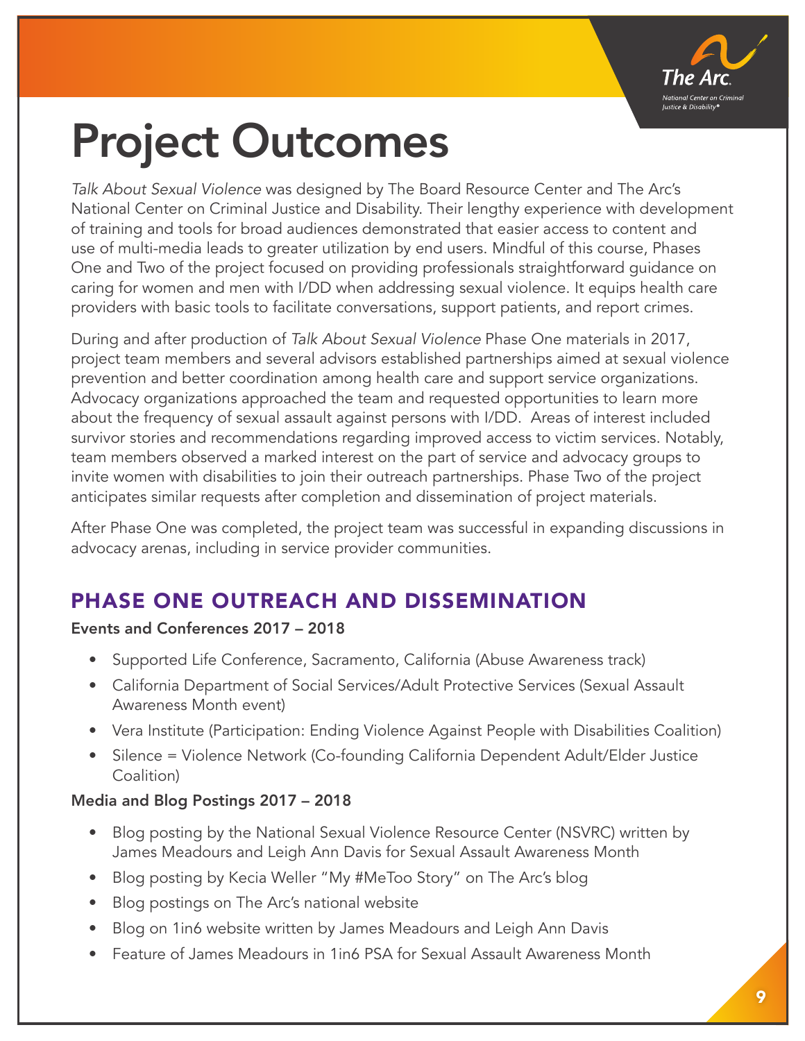# Project Outcomes

*Talk About Sexual Violence* was designed by The Board Resource Center and The Arc's National Center on Criminal Justice and Disability. Their lengthy experience with development of training and tools for broad audiences demonstrated that easier access to content and use of multi-media leads to greater utilization by end users. Mindful of this course, Phases One and Two of the project focused on providing professionals straightforward guidance on caring for women and men with I/DD when addressing sexual violence. It equips health care providers with basic tools to facilitate conversations, support patients, and report crimes.

During and after production of *Talk About Sexual Violence* Phase One materials in 2017, project team members and several advisors established partnerships aimed at sexual violence prevention and better coordination among health care and support service organizations. Advocacy organizations approached the team and requested opportunities to learn more about the frequency of sexual assault against persons with I/DD. Areas of interest included survivor stories and recommendations regarding improved access to victim services. Notably, team members observed a marked interest on the part of service and advocacy groups to invite women with disabilities to join their outreach partnerships. Phase Two of the project anticipates similar requests after completion and dissemination of project materials.

After Phase One was completed, the project team was successful in expanding discussions in advocacy arenas, including in service provider communities.

## PHASE ONE OUTREACH AND DISSEMINATION

**Events and Conferences 2017 – 2018**

- Supported Life Conference, Sacramento, California (Abuse Awareness track)
- California Department of Social Services/Adult Protective Services (Sexual Assault Awareness Month event)
- Vera Institute (Participation: Ending Violence Against People with Disabilities Coalition)
- Silence = Violence Network (Co-founding California Dependent Adult/Elder Justice Coalition)

**Media and Blog Postings 2017 – 2018**

- Blog posting by the National Sexual Violence Resource Center (NSVRC) written by James Meadours and Leigh Ann Davis for Sexual Assault Awareness Month
- Blog posting by Kecia Weller "My #MeToo Story" on The Arc's blog
- Blog postings on The Arc's national website
- Blog on 1in6 website written by James Meadours and Leigh Ann Davis
- Feature of James Meadours in 1in6 PSA for Sexual Assault Awareness Month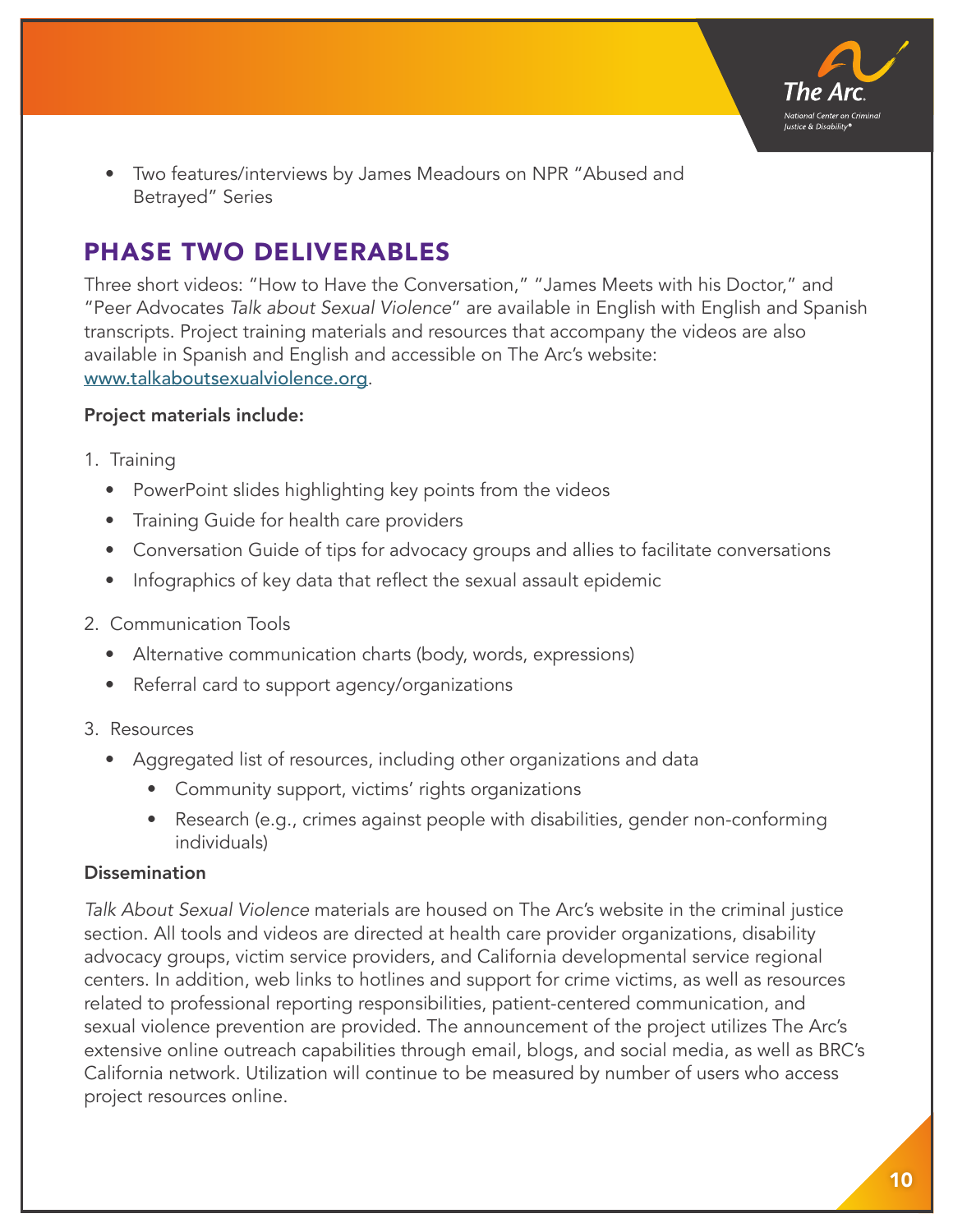- Two features/interviews by James Meadours on NPR "Abused and Betrayed" Series

## PHASE TWO DELIVERABLES

Three short videos: "How to Have the Conversation," "James Meets with his Doctor," and "Peer Advocates *Talk about Sexual Violence*" are available in English with English and Spanish transcripts. Project training materials and resources that accompany the videos are also available in Spanish and English and accessible on The Arc's website: www.talkaboutsexualviolence.org.

**Project materials include:**

1. Training
   - PowerPoint slides highlighting key points from the videos
   - Training Guide for health care providers
   - Conversation Guide of tips for advocacy groups and allies to facilitate conversations
   - Infographics of key data that reflect the sexual assault epidemic
2. Communication Tools
   - Alternative communication charts (body, words, expressions)
   - Referral card to support agency/organizations
3. Resources
   - Aggregated list of resources, including other organizations and data
     - Community support, victims' rights organizations
     - Research (e.g., crimes against people with disabilities, gender non-conforming individuals)

**Dissemination**

*Talk About Sexual Violence* materials are housed on The Arc's website in the criminal justice section. All tools and videos are directed at health care provider organizations, disability advocacy groups, victim service providers, and California developmental service regional centers. In addition, web links to hotlines and support for crime victims, as well as resources related to professional reporting responsibilities, patient-centered communication, and sexual violence prevention are provided. The announcement of the project utilizes The Arc's extensive online outreach capabilities through email, blogs, and social media, as well as BRC's California network. Utilization will continue to be measured by number of users who access project resources online.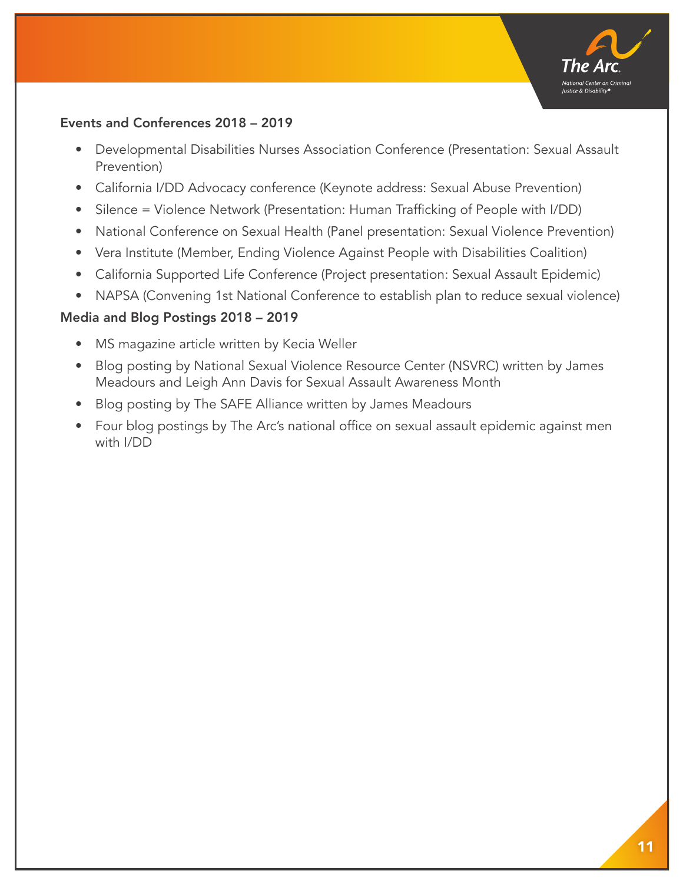**Events and Conferences 2018 – 2019**

- Developmental Disabilities Nurses Association Conference (Presentation: Sexual Assault Prevention)
- California I/DD Advocacy conference (Keynote address: Sexual Abuse Prevention)
- Silence = Violence Network (Presentation: Human Trafficking of People with I/DD)
- National Conference on Sexual Health (Panel presentation: Sexual Violence Prevention)
- Vera Institute (Member, Ending Violence Against People with Disabilities Coalition)
- California Supported Life Conference (Project presentation: Sexual Assault Epidemic)
- NAPSA (Convening 1st National Conference to establish plan to reduce sexual violence)

**Media and Blog Postings 2018 – 2019**

- MS magazine article written by Kecia Weller
- Blog posting by National Sexual Violence Resource Center (NSVRC) written by James Meadours and Leigh Ann Davis for Sexual Assault Awareness Month
- Blog posting by The SAFE Alliance written by James Meadours
- Four blog postings by The Arc's national office on sexual assault epidemic against men with I/DD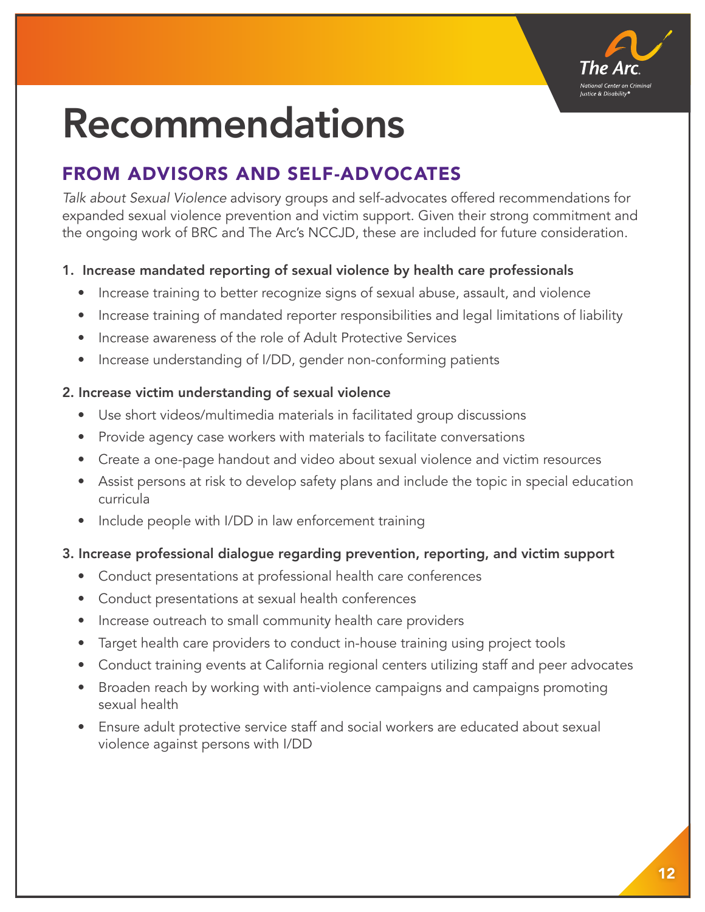# Recommendations

## FROM ADVISORS AND SELF-ADVOCATES

*Talk about Sexual Violence* advisory groups and self-advocates offered recommendations for expanded sexual violence prevention and victim support. Given their strong commitment and the ongoing work of BRC and The Arc's NCCJD, these are included for future consideration.

**1. Increase mandated reporting of sexual violence by health care professionals**

- Increase training to better recognize signs of sexual abuse, assault, and violence
- Increase training of mandated reporter responsibilities and legal limitations of liability
- Increase awareness of the role of Adult Protective Services
- Increase understanding of I/DD, gender non-conforming patients

**2. Increase victim understanding of sexual violence**

- Use short videos/multimedia materials in facilitated group discussions
- Provide agency case workers with materials to facilitate conversations
- Create a one-page handout and video about sexual violence and victim resources
- Assist persons at risk to develop safety plans and include the topic in special education curricula
- Include people with I/DD in law enforcement training

**3. Increase professional dialogue regarding prevention, reporting, and victim support**

- Conduct presentations at professional health care conferences
- Conduct presentations at sexual health conferences
- Increase outreach to small community health care providers
- Target health care providers to conduct in-house training using project tools
- Conduct training events at California regional centers utilizing staff and peer advocates
- Broaden reach by working with anti-violence campaigns and campaigns promoting sexual health
- Ensure adult protective service staff and social workers are educated about sexual violence against persons with I/DD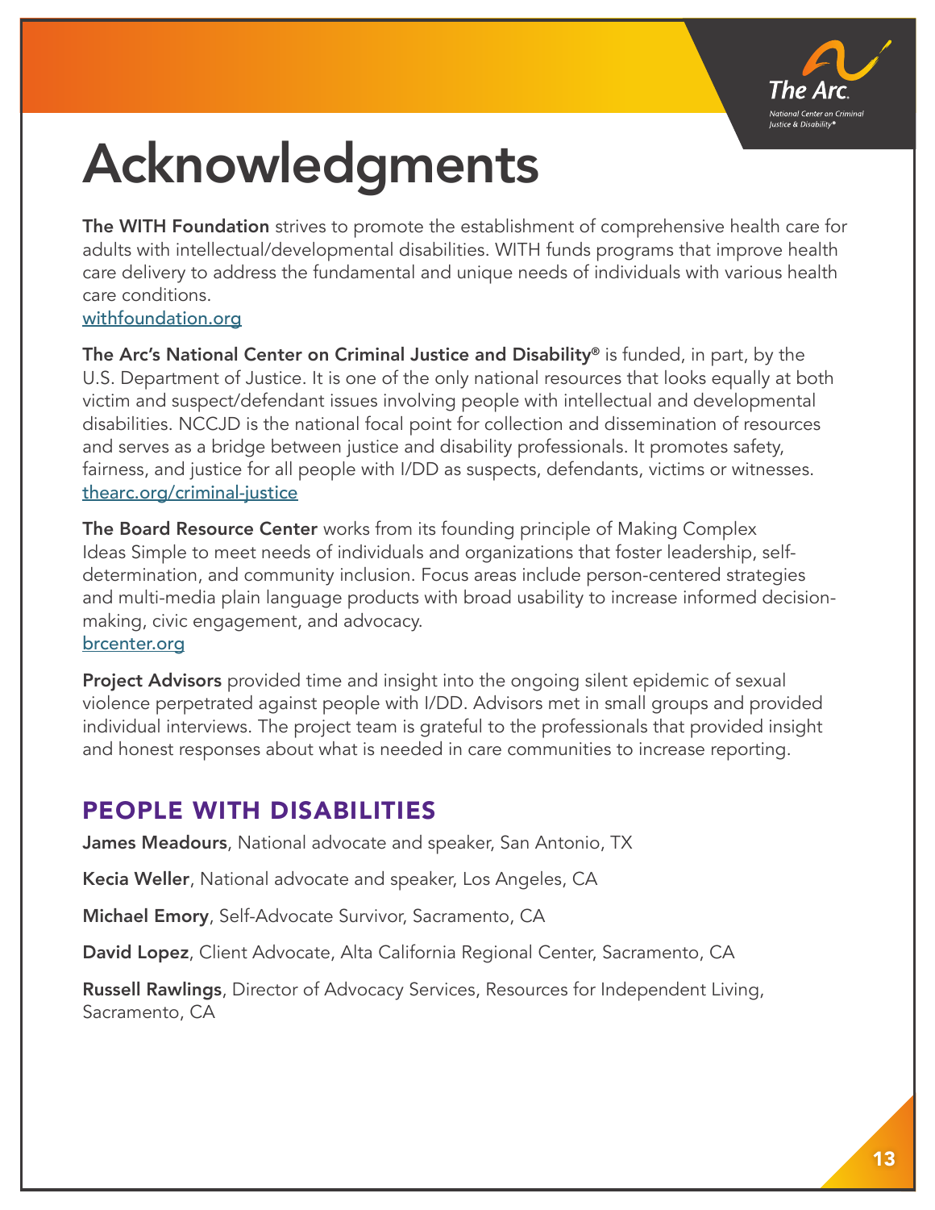# Acknowledgments

**The WITH Foundation** strives to promote the establishment of comprehensive health care for adults with intellectual/developmental disabilities. WITH funds programs that improve health care delivery to address the fundamental and unique needs of individuals with various health care conditions.
withfoundation.org

**The Arc's National Center on Criminal Justice and Disability®** is funded, in part, by the U.S. Department of Justice. It is one of the only national resources that looks equally at both victim and suspect/defendant issues involving people with intellectual and developmental disabilities. NCCJD is the national focal point for collection and dissemination of resources and serves as a bridge between justice and disability professionals. It promotes safety, fairness, and justice for all people with I/DD as suspects, defendants, victims or witnesses.
thearc.org/criminal-justice

**The Board Resource Center** works from its founding principle of Making Complex Ideas Simple to meet needs of individuals and organizations that foster leadership, self-determination, and community inclusion. Focus areas include person-centered strategies and multi-media plain language products with broad usability to increase informed decision-making, civic engagement, and advocacy.
brcenter.org

**Project Advisors** provided time and insight into the ongoing silent epidemic of sexual violence perpetrated against people with I/DD. Advisors met in small groups and provided individual interviews. The project team is grateful to the professionals that provided insight and honest responses about what is needed in care communities to increase reporting.

## PEOPLE WITH DISABILITIES

**James Meadours**, National advocate and speaker, San Antonio, TX

**Kecia Weller**, National advocate and speaker, Los Angeles, CA

**Michael Emory**, Self-Advocate Survivor, Sacramento, CA

**David Lopez**, Client Advocate, Alta California Regional Center, Sacramento, CA

**Russell Rawlings**, Director of Advocacy Services, Resources for Independent Living, Sacramento, CA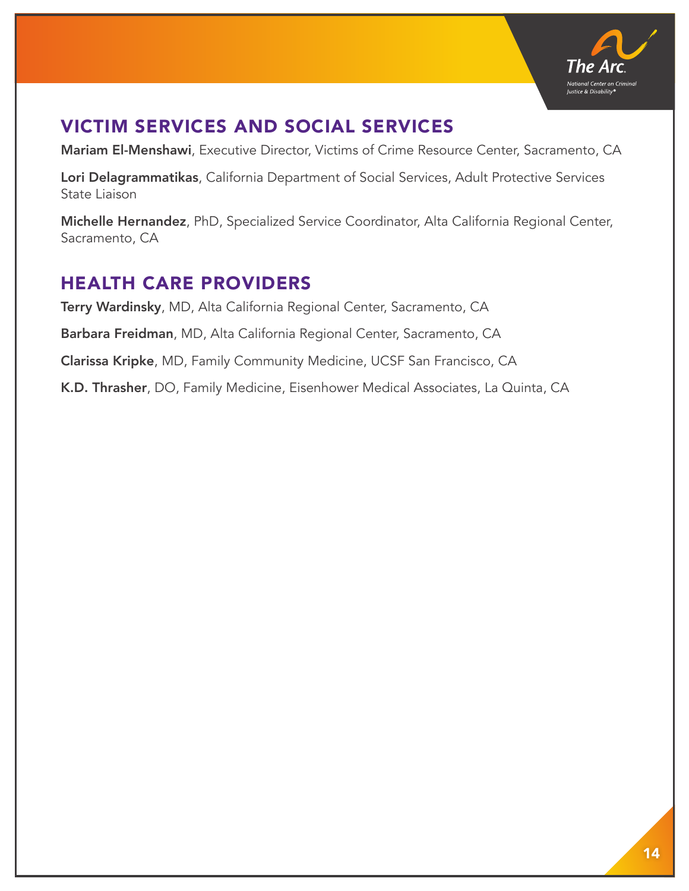## VICTIM SERVICES AND SOCIAL SERVICES

**Mariam El-Menshawi**, Executive Director, Victims of Crime Resource Center, Sacramento, CA

**Lori Delagrammatikas**, California Department of Social Services, Adult Protective Services State Liaison

**Michelle Hernandez**, PhD, Specialized Service Coordinator, Alta California Regional Center, Sacramento, CA

## HEALTH CARE PROVIDERS

**Terry Wardinsky**, MD, Alta California Regional Center, Sacramento, CA

**Barbara Freidman**, MD, Alta California Regional Center, Sacramento, CA

**Clarissa Kripke**, MD, Family Community Medicine, UCSF San Francisco, CA

**K.D. Thrasher**, DO, Family Medicine, Eisenhower Medical Associates, La Quinta, CA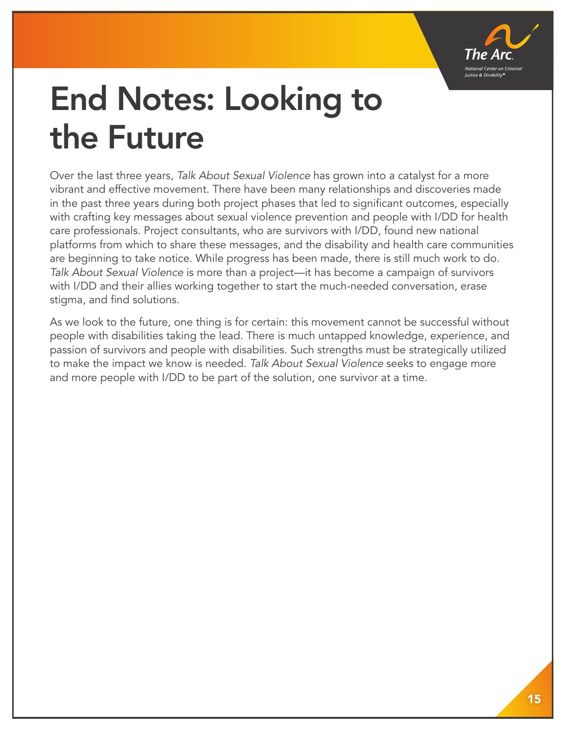# End Notes: Looking to the Future

Over the last three years, *Talk About Sexual Violence* has grown into a catalyst for a more vibrant and effective movement. There have been many relationships and discoveries made in the past three years during both project phases that led to significant outcomes, especially with crafting key messages about sexual violence prevention and people with I/DD for health care professionals. Project consultants, who are survivors with I/DD, found new national platforms from which to share these messages, and the disability and health care communities are beginning to take notice. While progress has been made, there is still much work to do. *Talk About Sexual Violence* is more than a project—it has become a campaign of survivors with I/DD and their allies working together to start the much-needed conversation, erase stigma, and find solutions.

As we look to the future, one thing is for certain: this movement cannot be successful without people with disabilities taking the lead. There is much untapped knowledge, experience, and passion of survivors and people with disabilities. Such strengths must be strategically utilized to make the impact we know is needed. *Talk About Sexual Violence* seeks to engage more and more people with I/DD to be part of the solution, one survivor at a time.